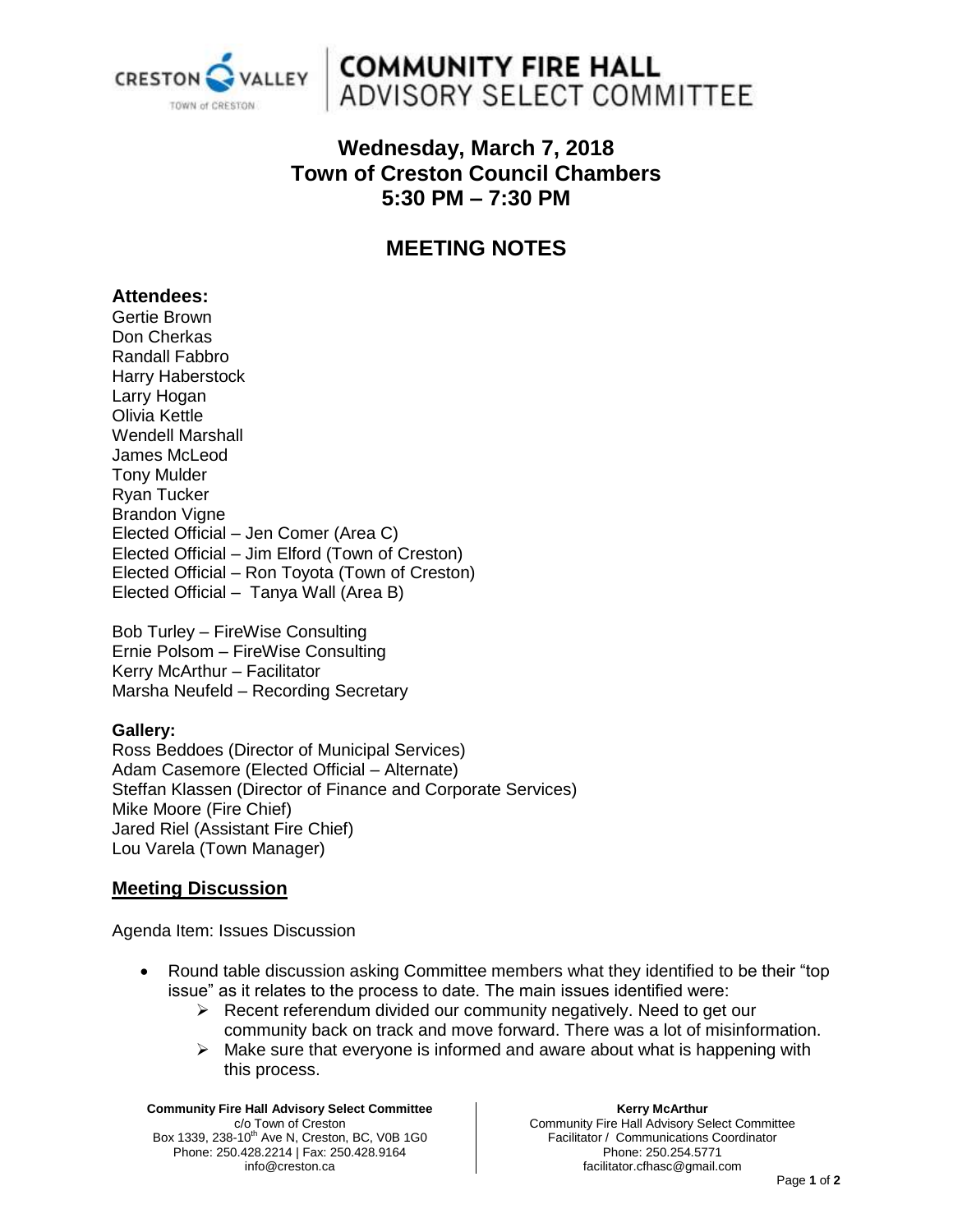# COMMUNITY FIRE HALL ADVISORY SELECT COMMITTEE

CRESTON VALLEY
TOWN of CRESTON

## Wednesday, March 7, 2018
## Town of Creston Council Chambers
## 5:30 PM – 7:30 PM

# MEETING NOTES

### Attendees:

Gertie Brown
Don Cherkas
Randall Fabbro
Harry Haberstock
Larry Hogan
Olivia Kettle
Wendell Marshall
James McLeod
Tony Mulder
Ryan Tucker
Brandon Vigne
Elected Official – Jen Comer (Area C)
Elected Official – Jim Elford (Town of Creston)
Elected Official – Ron Toyota (Town of Creston)
Elected Official – Tanya Wall (Area B)

Bob Turley – FireWise Consulting
Ernie Polsom – FireWise Consulting
Kerry McArthur – Facilitator
Marsha Neufeld – Recording Secretary

**Gallery:**

Ross Beddoes (Director of Municipal Services)
Adam Casemore (Elected Official – Alternate)
Steffan Klassen (Director of Finance and Corporate Services)
Mike Moore (Fire Chief)
Jared Riel (Assistant Fire Chief)
Lou Varela (Town Manager)

## Meeting Discussion

Agenda Item: Issues Discussion

- Round table discussion asking Committee members what they identified to be their "top issue" as it relates to the process to date. The main issues identified were:
  - Recent referendum divided our community negatively. Need to get our community back on track and move forward. There was a lot of misinformation.
  - Make sure that everyone is informed and aware about what is happening with this process.

**Community Fire Hall Advisory Select Committee**
c/o Town of Creston
Box 1339, 238-10th Ave N, Creston, BC, V0B 1G0
Phone: 250.428.2214 | Fax: 250.428.9164
info@creston.ca

**Kerry McArthur**
Community Fire Hall Advisory Select Committee
Facilitator / Communications Coordinator
Phone: 250.254.5771
facilitator.cfhasc@gmail.com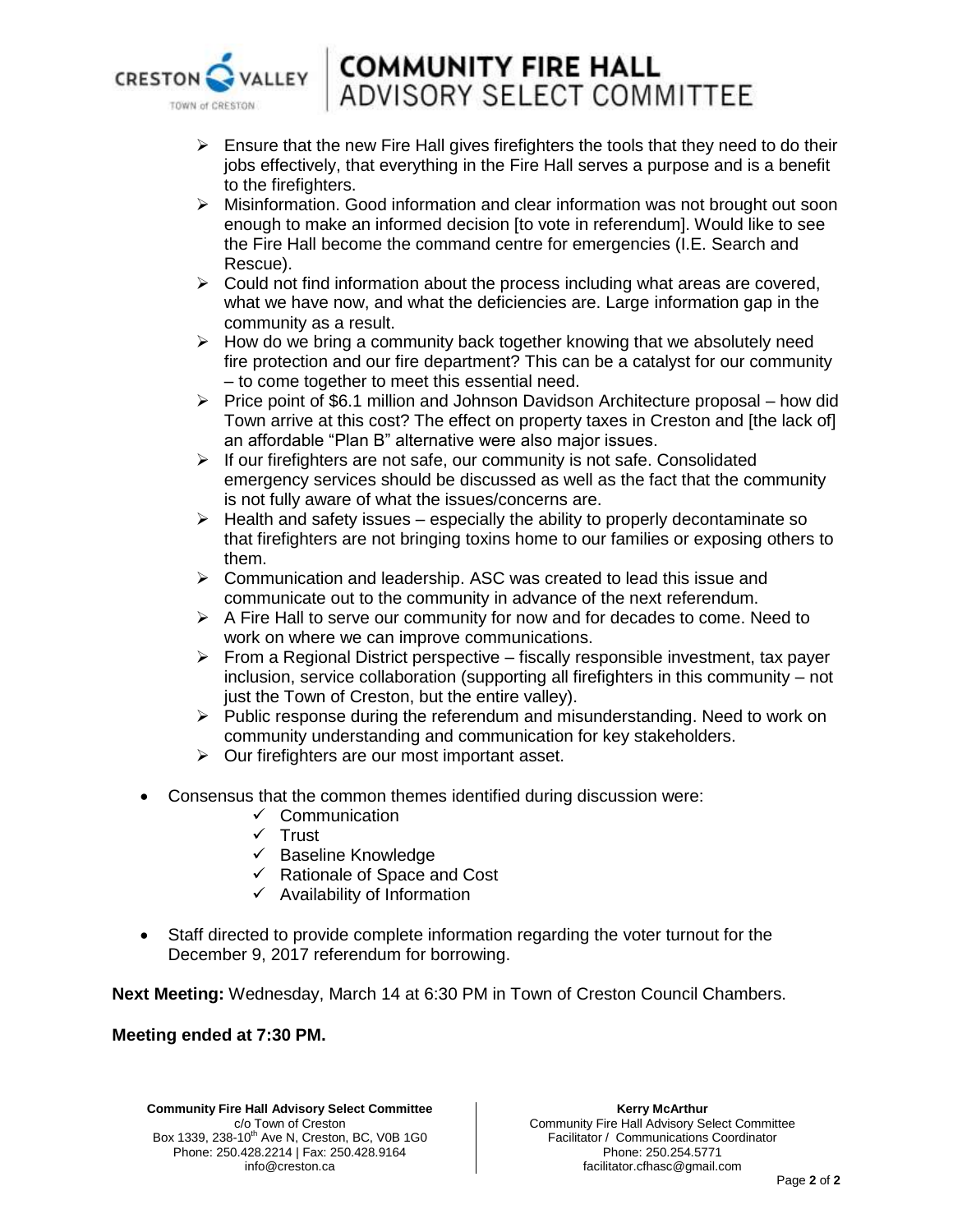- Ensure that the new Fire Hall gives firefighters the tools that they need to do their jobs effectively, that everything in the Fire Hall serves a purpose and is a benefit to the firefighters.
- Misinformation. Good information and clear information was not brought out soon enough to make an informed decision [to vote in referendum]. Would like to see the Fire Hall become the command centre for emergencies (I.E. Search and Rescue).
- Could not find information about the process including what areas are covered, what we have now, and what the deficiencies are. Large information gap in the community as a result.
- How do we bring a community back together knowing that we absolutely need fire protection and our fire department? This can be a catalyst for our community – to come together to meet this essential need.
- Price point of $6.1 million and Johnson Davidson Architecture proposal – how did Town arrive at this cost? The effect on property taxes in Creston and [the lack of] an affordable "Plan B" alternative were also major issues.
- If our firefighters are not safe, our community is not safe. Consolidated emergency services should be discussed as well as the fact that the community is not fully aware of what the issues/concerns are.
- Health and safety issues – especially the ability to properly decontaminate so that firefighters are not bringing toxins home to our families or exposing others to them.
- Communication and leadership. ASC was created to lead this issue and communicate out to the community in advance of the next referendum.
- A Fire Hall to serve our community for now and for decades to come. Need to work on where we can improve communications.
- From a Regional District perspective – fiscally responsible investment, tax payer inclusion, service collaboration (supporting all firefighters in this community – not just the Town of Creston, but the entire valley).
- Public response during the referendum and misunderstanding. Need to work on community understanding and communication for key stakeholders.
- Our firefighters are our most important asset.

- Consensus that the common themes identified during discussion were:
  - ✓ Communication
  - ✓ Trust
  - ✓ Baseline Knowledge
  - ✓ Rationale of Space and Cost
  - ✓ Availability of Information

- Staff directed to provide complete information regarding the voter turnout for the December 9, 2017 referendum for borrowing.

**Next Meeting:** Wednesday, March 14 at 6:30 PM in Town of Creston Council Chambers.

**Meeting ended at 7:30 PM.**